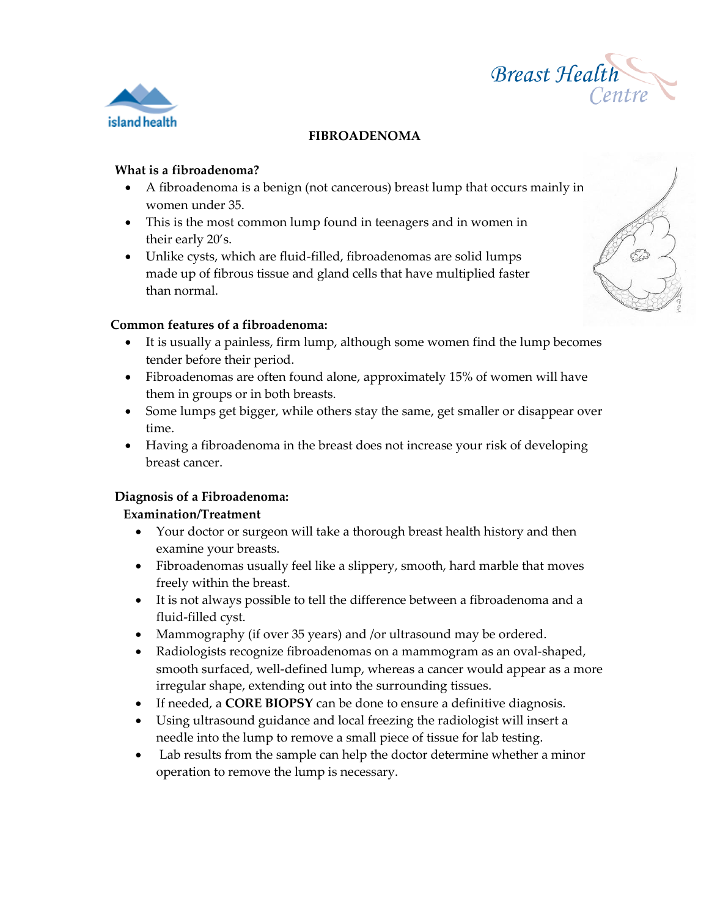# FIBROADENOMA

## What is a fibroadenoma?

- A fibroadenoma is a benign (not cancerous) breast lump that occurs mainly in women under 35.
- This is the most common lump found in teenagers and in women in their early 20's.
- Unlike cysts, which are fluid-filled, fibroadenomas are solid lumps made up of fibrous tissue and gland cells that have multiplied faster than normal.

## Common features of a fibroadenoma:

- It is usually a painless, firm lump, although some women find the lump becomes tender before their period.
- Fibroadenomas are often found alone, approximately 15% of women will have them in groups or in both breasts.
- Some lumps get bigger, while others stay the same, get smaller or disappear over time.
- Having a fibroadenoma in the breast does not increase your risk of developing breast cancer.

## Diagnosis of a Fibroadenoma:

### Examination/Treatment

- Your doctor or surgeon will take a thorough breast health history and then examine your breasts.
- Fibroadenomas usually feel like a slippery, smooth, hard marble that moves freely within the breast.
- It is not always possible to tell the difference between a fibroadenoma and a fluid-filled cyst.
- Mammography (if over 35 years) and /or ultrasound may be ordered.
- Radiologists recognize fibroadenomas on a mammogram as an oval-shaped, smooth surfaced, well-defined lump, whereas a cancer would appear as a more irregular shape, extending out into the surrounding tissues.
- If needed, a **CORE BIOPSY** can be done to ensure a definitive diagnosis.
- Using ultrasound guidance and local freezing the radiologist will insert a needle into the lump to remove a small piece of tissue for lab testing.
- Lab results from the sample can help the doctor determine whether a minor operation to remove the lump is necessary.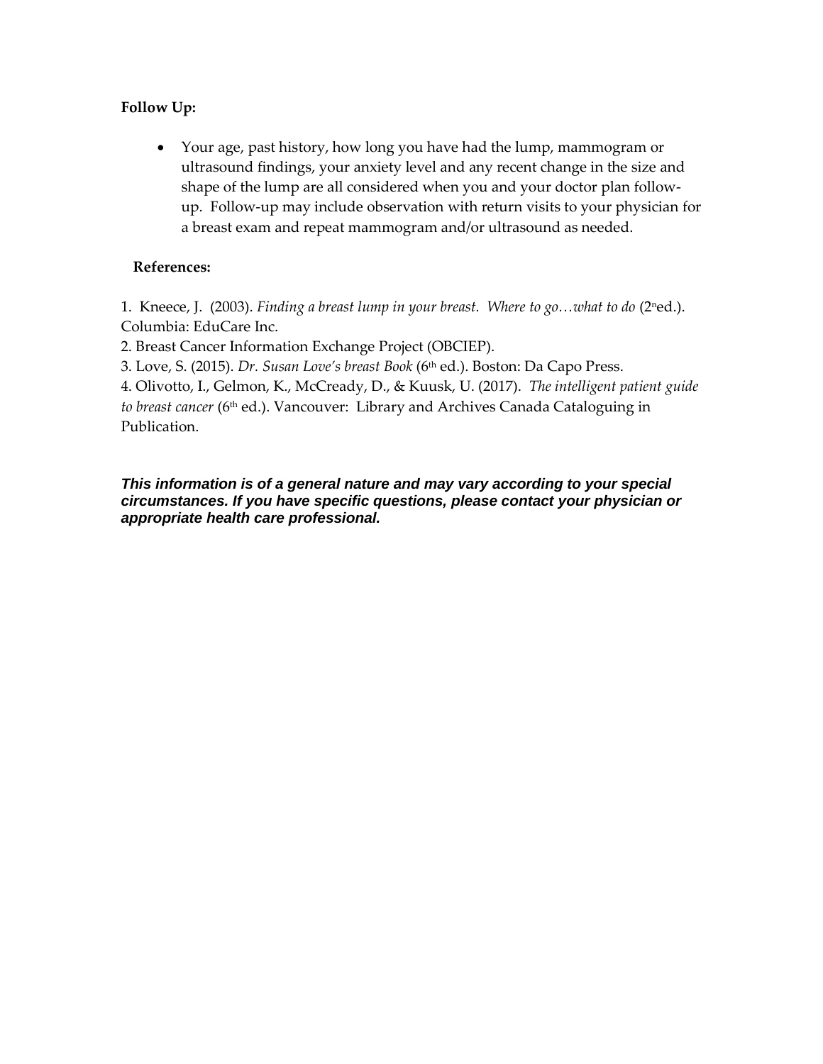**Follow Up:**

- Your age, past history, how long you have had the lump, mammogram or ultrasound findings, your anxiety level and any recent change in the size and shape of the lump are all considered when you and your doctor plan follow-up. Follow-up may include observation with return visits to your physician for a breast exam and repeat mammogram and/or ultrasound as needed.

**References:**

1. Kneece, J. (2003). *Finding a breast lump in your breast. Where to go…what to do* (2nd ed.). Columbia: EduCare Inc.
2. Breast Cancer Information Exchange Project (OBCIEP).
3. Love, S. (2015). *Dr. Susan Love's breast Book* (6th ed.). Boston: Da Capo Press.
4. Olivotto, I., Gelmon, K., McCready, D., & Kuusk, U. (2017). *The intelligent patient guide to breast cancer* (6th ed.). Vancouver: Library and Archives Canada Cataloguing in Publication.

***This information is of a general nature and may vary according to your special circumstances. If you have specific questions, please contact your physician or appropriate health care professional.***